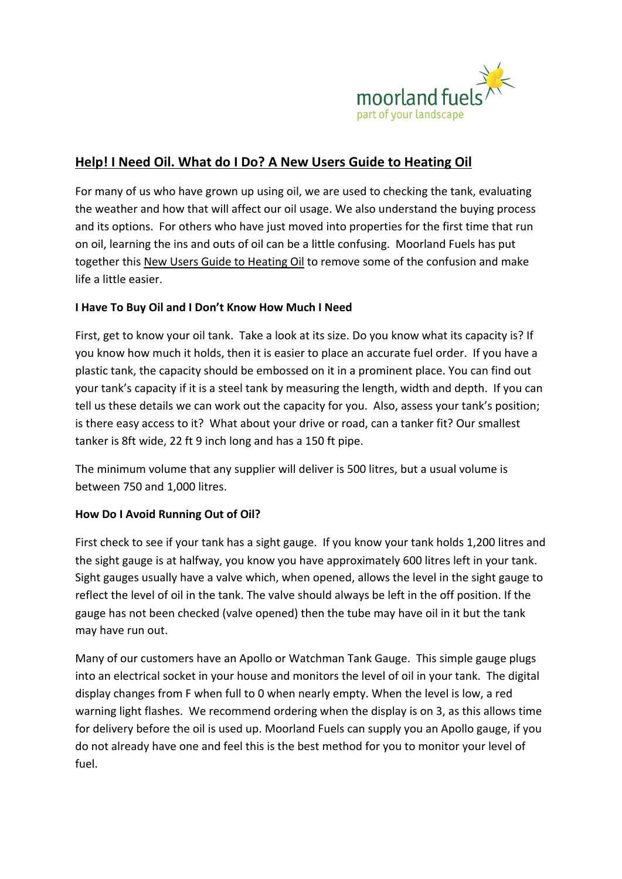moorland fuels
part of your landscape

# Help! I Need Oil. What do I Do? A New Users Guide to Heating Oil

For many of us who have grown up using oil, we are used to checking the tank, evaluating the weather and how that will affect our oil usage. We also understand the buying process and its options. For others who have just moved into properties for the first time that run on oil, learning the ins and outs of oil can be a little confusing. Moorland Fuels has put together this New Users Guide to Heating Oil to remove some of the confusion and make life a little easier.

**I Have To Buy Oil and I Don't Know How Much I Need**

First, get to know your oil tank. Take a look at its size. Do you know what its capacity is? If you know how much it holds, then it is easier to place an accurate fuel order. If you have a plastic tank, the capacity should be embossed on it in a prominent place. You can find out your tank's capacity if it is a steel tank by measuring the length, width and depth. If you can tell us these details we can work out the capacity for you. Also, assess your tank's position; is there easy access to it? What about your drive or road, can a tanker fit? Our smallest tanker is 8ft wide, 22 ft 9 inch long and has a 150 ft pipe.

The minimum volume that any supplier will deliver is 500 litres, but a usual volume is between 750 and 1,000 litres.

**How Do I Avoid Running Out of Oil?**

First check to see if your tank has a sight gauge. If you know your tank holds 1,200 litres and the sight gauge is at halfway, you know you have approximately 600 litres left in your tank. Sight gauges usually have a valve which, when opened, allows the level in the sight gauge to reflect the level of oil in the tank. The valve should always be left in the off position. If the gauge has not been checked (valve opened) then the tube may have oil in it but the tank may have run out.

Many of our customers have an Apollo or Watchman Tank Gauge. This simple gauge plugs into an electrical socket in your house and monitors the level of oil in your tank. The digital display changes from F when full to 0 when nearly empty. When the level is low, a red warning light flashes. We recommend ordering when the display is on 3, as this allows time for delivery before the oil is used up. Moorland Fuels can supply you an Apollo gauge, if you do not already have one and feel this is the best method for you to monitor your level of fuel.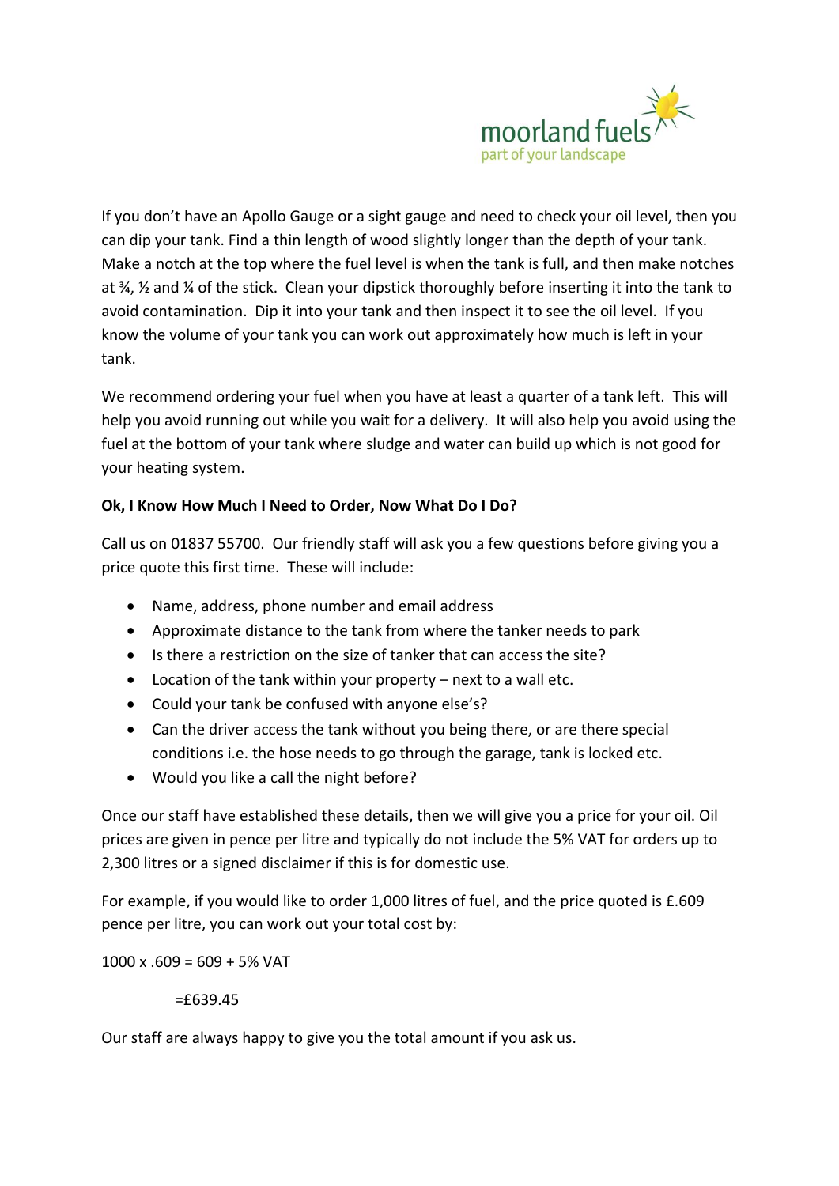If you don't have an Apollo Gauge or a sight gauge and need to check your oil level, then you can dip your tank. Find a thin length of wood slightly longer than the depth of your tank. Make a notch at the top where the fuel level is when the tank is full, and then make notches at ¾, ½ and ¼ of the stick. Clean your dipstick thoroughly before inserting it into the tank to avoid contamination. Dip it into your tank and then inspect it to see the oil level. If you know the volume of your tank you can work out approximately how much is left in your tank.

We recommend ordering your fuel when you have at least a quarter of a tank left. This will help you avoid running out while you wait for a delivery. It will also help you avoid using the fuel at the bottom of your tank where sludge and water can build up which is not good for your heating system.

**Ok, I Know How Much I Need to Order, Now What Do I Do?**

Call us on 01837 55700. Our friendly staff will ask you a few questions before giving you a price quote this first time. These will include:

- Name, address, phone number and email address
- Approximate distance to the tank from where the tanker needs to park
- Is there a restriction on the size of tanker that can access the site?
- Location of the tank within your property – next to a wall etc.
- Could your tank be confused with anyone else's?
- Can the driver access the tank without you being there, or are there special conditions i.e. the hose needs to go through the garage, tank is locked etc.
- Would you like a call the night before?

Once our staff have established these details, then we will give you a price for your oil. Oil prices are given in pence per litre and typically do not include the 5% VAT for orders up to 2,300 litres or a signed disclaimer if this is for domestic use.

For example, if you would like to order 1,000 litres of fuel, and the price quoted is £.609 pence per litre, you can work out your total cost by:

1000 x .609 = 609 + 5% VAT

=£639.45

Our staff are always happy to give you the total amount if you ask us.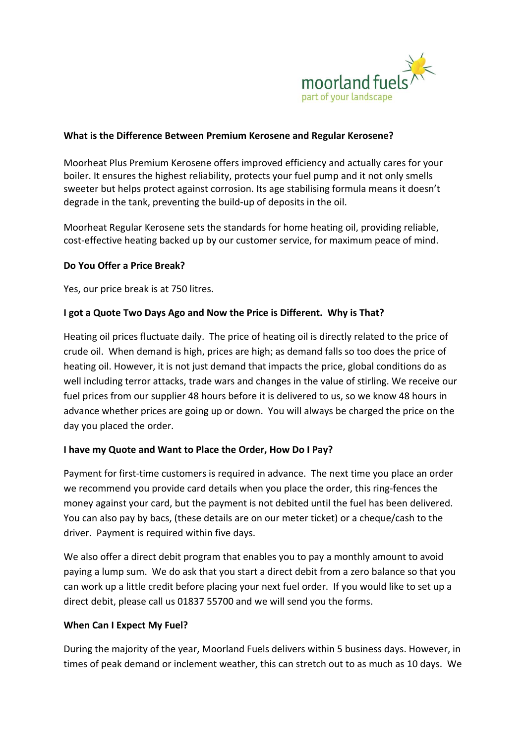**What is the Difference Between Premium Kerosene and Regular Kerosene?**

Moorheat Plus Premium Kerosene offers improved efficiency and actually cares for your boiler. It ensures the highest reliability, protects your fuel pump and it not only smells sweeter but helps protect against corrosion. Its age stabilising formula means it doesn't degrade in the tank, preventing the build-up of deposits in the oil.

Moorheat Regular Kerosene sets the standards for home heating oil, providing reliable, cost-effective heating backed up by our customer service, for maximum peace of mind.

**Do You Offer a Price Break?**

Yes, our price break is at 750 litres.

**I got a Quote Two Days Ago and Now the Price is Different. Why is That?**

Heating oil prices fluctuate daily. The price of heating oil is directly related to the price of crude oil. When demand is high, prices are high; as demand falls so too does the price of heating oil. However, it is not just demand that impacts the price, global conditions do as well including terror attacks, trade wars and changes in the value of stirling. We receive our fuel prices from our supplier 48 hours before it is delivered to us, so we know 48 hours in advance whether prices are going up or down. You will always be charged the price on the day you placed the order.

**I have my Quote and Want to Place the Order, How Do I Pay?**

Payment for first-time customers is required in advance. The next time you place an order we recommend you provide card details when you place the order, this ring-fences the money against your card, but the payment is not debited until the fuel has been delivered. You can also pay by bacs, (these details are on our meter ticket) or a cheque/cash to the driver. Payment is required within five days.

We also offer a direct debit program that enables you to pay a monthly amount to avoid paying a lump sum. We do ask that you start a direct debit from a zero balance so that you can work up a little credit before placing your next fuel order. If you would like to set up a direct debit, please call us 01837 55700 and we will send you the forms.

**When Can I Expect My Fuel?**

During the majority of the year, Moorland Fuels delivers within 5 business days. However, in times of peak demand or inclement weather, this can stretch out to as much as 10 days. We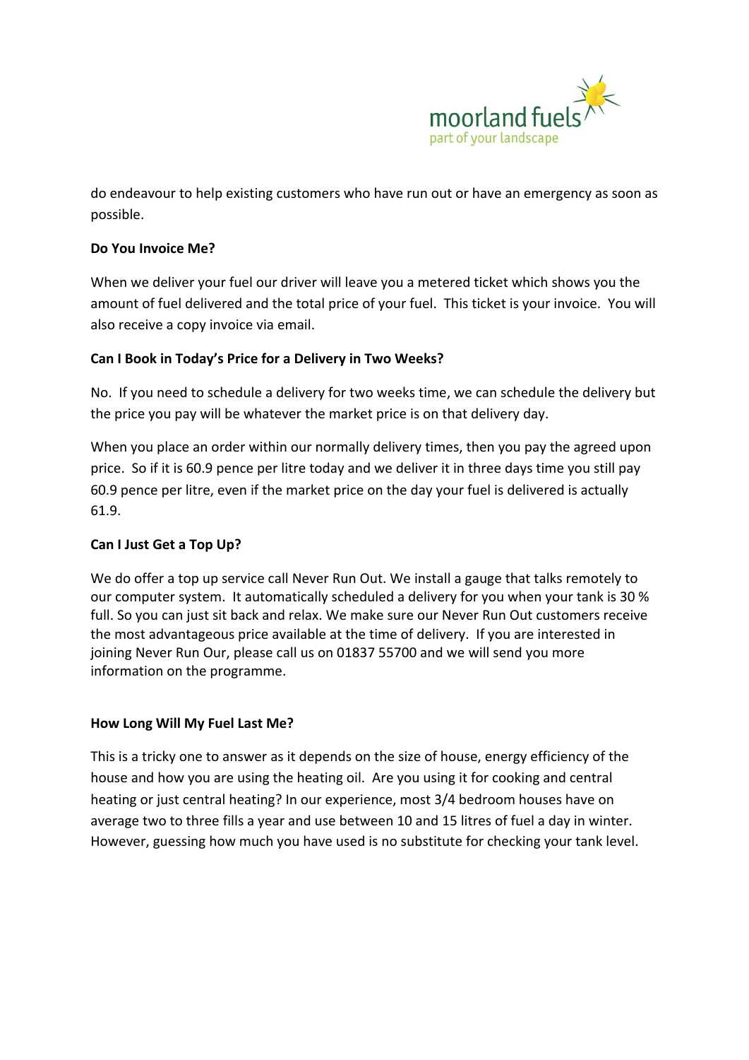do endeavour to help existing customers who have run out or have an emergency as soon as possible.

**Do You Invoice Me?**

When we deliver your fuel our driver will leave you a metered ticket which shows you the amount of fuel delivered and the total price of your fuel. This ticket is your invoice. You will also receive a copy invoice via email.

**Can I Book in Today's Price for a Delivery in Two Weeks?**

No. If you need to schedule a delivery for two weeks time, we can schedule the delivery but the price you pay will be whatever the market price is on that delivery day.

When you place an order within our normally delivery times, then you pay the agreed upon price. So if it is 60.9 pence per litre today and we deliver it in three days time you still pay 60.9 pence per litre, even if the market price on the day your fuel is delivered is actually 61.9.

**Can I Just Get a Top Up?**

We do offer a top up service call Never Run Out. We install a gauge that talks remotely to our computer system. It automatically scheduled a delivery for you when your tank is 30 % full. So you can just sit back and relax. We make sure our Never Run Out customers receive the most advantageous price available at the time of delivery. If you are interested in joining Never Run Our, please call us on 01837 55700 and we will send you more information on the programme.

**How Long Will My Fuel Last Me?**

This is a tricky one to answer as it depends on the size of house, energy efficiency of the house and how you are using the heating oil. Are you using it for cooking and central heating or just central heating? In our experience, most 3/4 bedroom houses have on average two to three fills a year and use between 10 and 15 litres of fuel a day in winter. However, guessing how much you have used is no substitute for checking your tank level.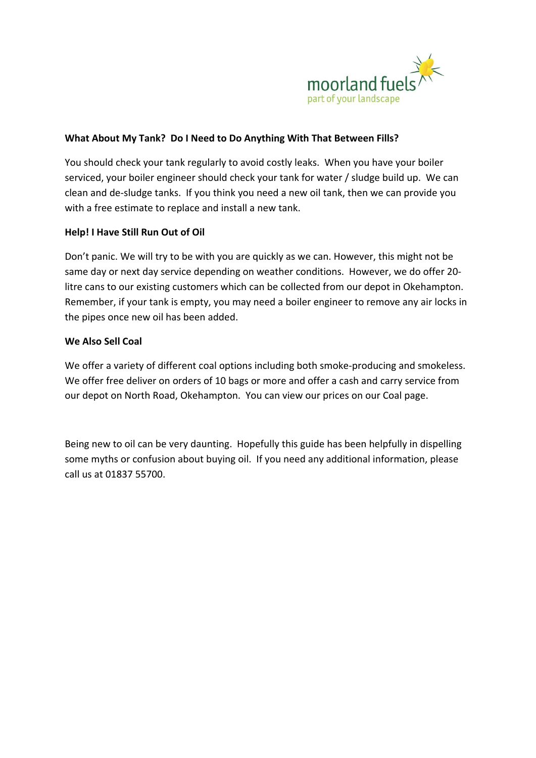**What About My Tank? Do I Need to Do Anything With That Between Fills?**

You should check your tank regularly to avoid costly leaks. When you have your boiler serviced, your boiler engineer should check your tank for water / sludge build up. We can clean and de-sludge tanks. If you think you need a new oil tank, then we can provide you with a free estimate to replace and install a new tank.

**Help! I Have Still Run Out of Oil**

Don't panic. We will try to be with you are quickly as we can. However, this might not be same day or next day service depending on weather conditions. However, we do offer 20-litre cans to our existing customers which can be collected from our depot in Okehampton. Remember, if your tank is empty, you may need a boiler engineer to remove any air locks in the pipes once new oil has been added.

**We Also Sell Coal**

We offer a variety of different coal options including both smoke-producing and smokeless. We offer free deliver on orders of 10 bags or more and offer a cash and carry service from our depot on North Road, Okehampton. You can view our prices on our Coal page.

Being new to oil can be very daunting. Hopefully this guide has been helpfully in dispelling some myths or confusion about buying oil. If you need any additional information, please call us at 01837 55700.